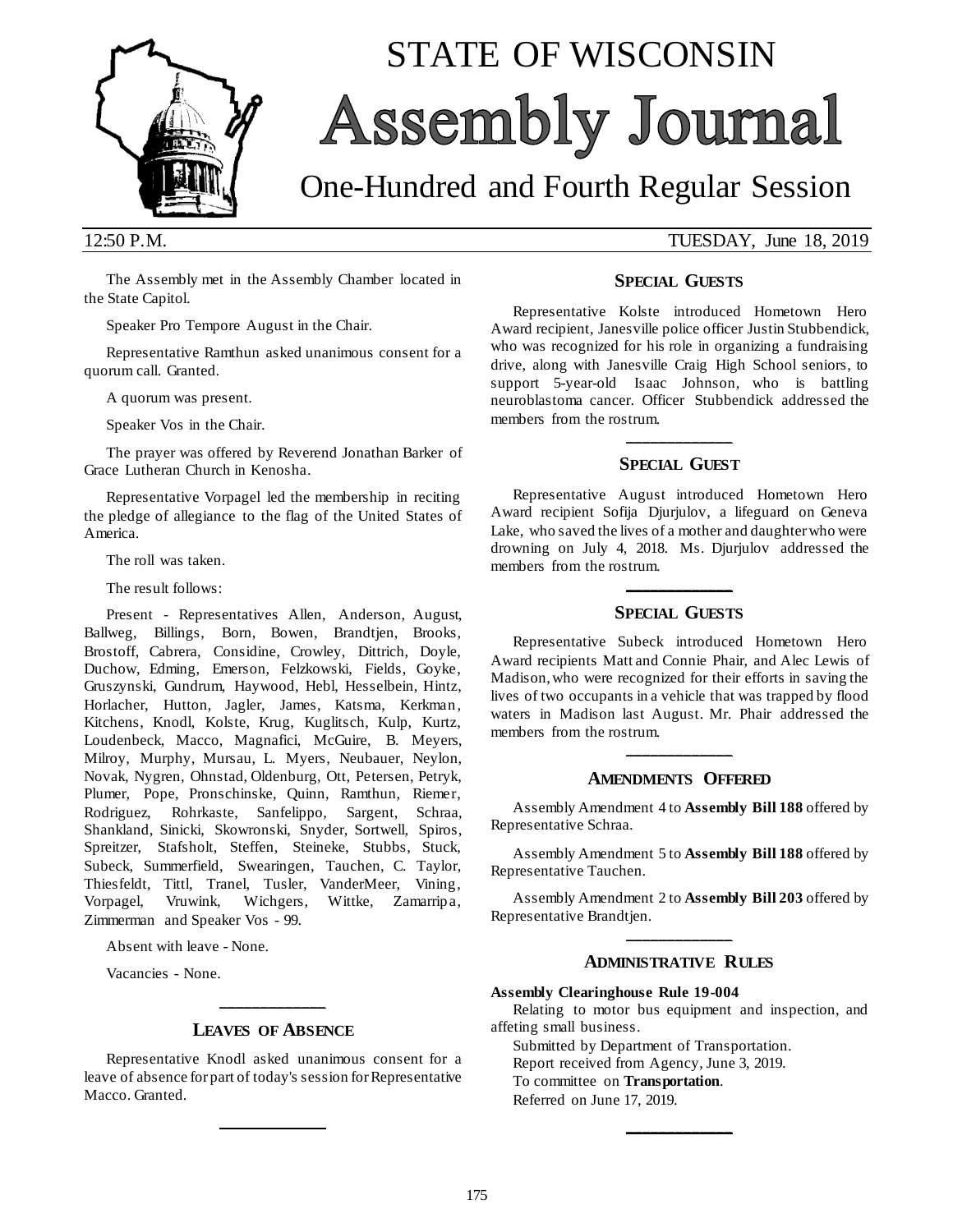# STATE OF WISCONSIN

# Assembly Journal

## One-Hundred and Fourth Regular Session

12:50 P.M. TUESDAY, June 18, 2019

The Assembly met in the Assembly Chamber located in the State Capitol.

Speaker Pro Tempore August in the Chair.

Representative Ramthun asked unanimous consent for a quorum call. Granted.

A quorum was present.

Speaker Vos in the Chair.

The prayer was offered by Reverend Jonathan Barker of Grace Lutheran Church in Kenosha.

Representative Vorpagel led the membership in reciting the pledge of allegiance to the flag of the United States of America.

The roll was taken.

The result follows:

Present - Representatives Allen, Anderson, August, Ballweg, Billings, Born, Bowen, Brandtjen, Brooks, Brostoff, Cabrera, Considine, Crowley, Dittrich, Doyle, Duchow, Edming, Emerson, Felzkowski, Fields, Goyke, Gruszynski, Gundrum, Haywood, Hebl, Hesselbein, Hintz, Horlacher, Hutton, Jagler, James, Katsma, Kerkman, Kitchens, Knodl, Kolste, Krug, Kuglitsch, Kulp, Kurtz, Loudenbeck, Macco, Magnafici, McGuire, B. Meyers, Milroy, Murphy, Mursau, L. Myers, Neubauer, Neylon, Novak, Nygren, Ohnstad, Oldenburg, Ott, Petersen, Petryk, Plumer, Pope, Pronschinske, Quinn, Ramthun, Riemer, Rodriguez, Rohrkaste, Sanfelippo, Sargent, Schraa, Shankland, Sinicki, Skowronski, Snyder, Sortwell, Spiros, Spreitzer, Stafsholt, Steffen, Steineke, Stubbs, Stuck, Subeck, Summerfield, Swearingen, Tauchen, C. Taylor, Thiesfeldt, Tittl, Tranel, Tusler, VanderMeer, Vining, Vorpagel, Vruwink, Wichgers, Wittke, Zamarripa, Zimmerman and Speaker Vos - 99.

Absent with leave - None.

Vacancies - None.

---

### LEAVES OF ABSENCE

Representative Knodl asked unanimous consent for a leave of absence for part of today's session for Representative Macco. Granted.

---

### SPECIAL GUESTS

Representative Kolste introduced Hometown Hero Award recipient, Janesville police officer Justin Stubbendick, who was recognized for his role in organizing a fundraising drive, along with Janesville Craig High School seniors, to support 5-year-old Isaac Johnson, who is battling neuroblastoma cancer. Officer Stubbendick addressed the members from the rostrum.

---

### SPECIAL GUEST

Representative August introduced Hometown Hero Award recipient Sofija Djurjulov, a lifeguard on Geneva Lake, who saved the lives of a mother and daughter who were drowning on July 4, 2018. Ms. Djurjulov addressed the members from the rostrum.

---

### SPECIAL GUESTS

Representative Subeck introduced Hometown Hero Award recipients Matt and Connie Phair, and Alec Lewis of Madison, who were recognized for their efforts in saving the lives of two occupants in a vehicle that was trapped by flood waters in Madison last August. Mr. Phair addressed the members from the rostrum.

---

### AMENDMENTS OFFERED

Assembly Amendment 4 to **Assembly Bill 188** offered by Representative Schraa.

Assembly Amendment 5 to **Assembly Bill 188** offered by Representative Tauchen.

Assembly Amendment 2 to **Assembly Bill 203** offered by Representative Brandtjen.

---

### ADMINISTRATIVE RULES

**Assembly Clearinghouse Rule 19-004**

Relating to motor bus equipment and inspection, and affeting small business.

Submitted by Department of Transportation.

Report received from Agency, June 3, 2019.

To committee on **Transportation**.

Referred on June 17, 2019.

---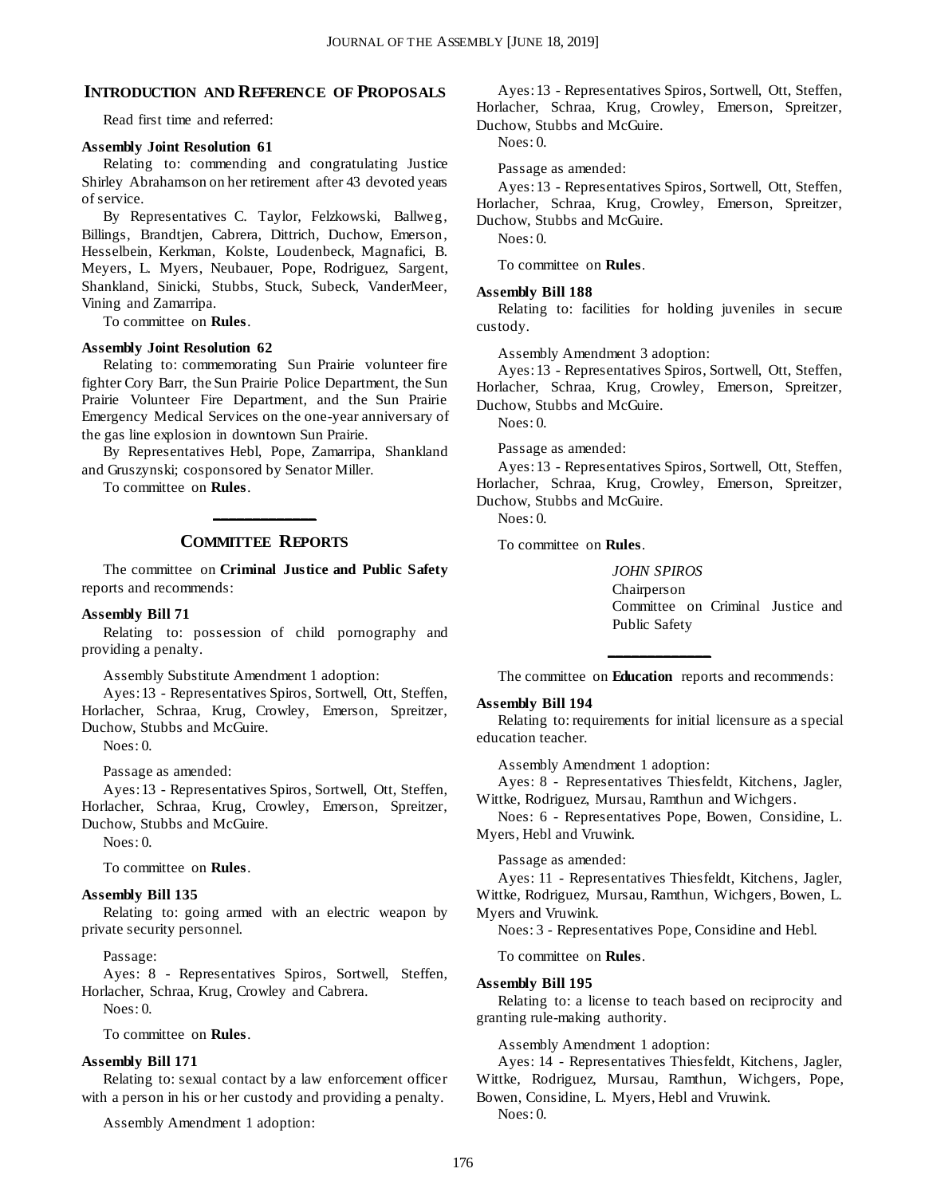## INTRODUCTION AND REFERENCE OF PROPOSALS

Read first time and referred:

**Assembly Joint Resolution 61**

Relating to: commending and congratulating Justice Shirley Abrahamson on her retirement after 43 devoted years of service.

By Representatives C. Taylor, Felzkowski, Ballweg, Billings, Brandtjen, Cabrera, Dittrich, Duchow, Emerson, Hesselbein, Kerkman, Kolste, Loudenbeck, Magnafici, B. Meyers, L. Myers, Neubauer, Pope, Rodriguez, Sargent, Shankland, Sinicki, Stubbs, Stuck, Subeck, VanderMeer, Vining and Zamarripa.

To committee on **Rules**.

**Assembly Joint Resolution 62**

Relating to: commemorating Sun Prairie volunteer fire fighter Cory Barr, the Sun Prairie Police Department, the Sun Prairie Volunteer Fire Department, and the Sun Prairie Emergency Medical Services on the one-year anniversary of the gas line explosion in downtown Sun Prairie.

By Representatives Hebl, Pope, Zamarripa, Shankland and Gruszynski; cosponsored by Senator Miller.

To committee on **Rules**.

---

## COMMITTEE REPORTS

The committee on **Criminal Justice and Public Safety** reports and recommends:

**Assembly Bill 71**

Relating to: possession of child pornography and providing a penalty.

Assembly Substitute Amendment 1 adoption:

Ayes: 13 - Representatives Spiros, Sortwell, Ott, Steffen, Horlacher, Schraa, Krug, Crowley, Emerson, Spreitzer, Duchow, Stubbs and McGuire.

Noes: 0.

Passage as amended:

Ayes: 13 - Representatives Spiros, Sortwell, Ott, Steffen, Horlacher, Schraa, Krug, Crowley, Emerson, Spreitzer, Duchow, Stubbs and McGuire.

Noes: 0.

To committee on **Rules**.

**Assembly Bill 135**

Relating to: going armed with an electric weapon by private security personnel.

Passage:

Ayes: 8 - Representatives Spiros, Sortwell, Steffen, Horlacher, Schraa, Krug, Crowley and Cabrera.

Noes: 0.

To committee on **Rules**.

**Assembly Bill 171**

Relating to: sexual contact by a law enforcement officer with a person in his or her custody and providing a penalty.

Assembly Amendment 1 adoption:

Ayes: 13 - Representatives Spiros, Sortwell, Ott, Steffen, Horlacher, Schraa, Krug, Crowley, Emerson, Spreitzer, Duchow, Stubbs and McGuire.

Noes: 0.

Passage as amended:

Ayes: 13 - Representatives Spiros, Sortwell, Ott, Steffen, Horlacher, Schraa, Krug, Crowley, Emerson, Spreitzer, Duchow, Stubbs and McGuire.

Noes: 0.

To committee on **Rules**.

**Assembly Bill 188**

Relating to: facilities for holding juveniles in secure custody.

Assembly Amendment 3 adoption:

Ayes: 13 - Representatives Spiros, Sortwell, Ott, Steffen, Horlacher, Schraa, Krug, Crowley, Emerson, Spreitzer, Duchow, Stubbs and McGuire.

Noes: 0.

Passage as amended:

Ayes: 13 - Representatives Spiros, Sortwell, Ott, Steffen, Horlacher, Schraa, Krug, Crowley, Emerson, Spreitzer, Duchow, Stubbs and McGuire.

Noes: 0.

To committee on **Rules**.

*JOHN SPIROS*
Chairperson
Committee on Criminal Justice and Public Safety

---

The committee on **Education** reports and recommends:

**Assembly Bill 194**

Relating to: requirements for initial licensure as a special education teacher.

Assembly Amendment 1 adoption:

Ayes: 8 - Representatives Thiesfeldt, Kitchens, Jagler, Wittke, Rodriguez, Mursau, Ramthun and Wichgers.

Noes: 6 - Representatives Pope, Bowen, Considine, L. Myers, Hebl and Vruwink.

Passage as amended:

Ayes: 11 - Representatives Thiesfeldt, Kitchens, Jagler, Wittke, Rodriguez, Mursau, Ramthun, Wichgers, Bowen, L. Myers and Vruwink.

Noes: 3 - Representatives Pope, Considine and Hebl.

To committee on **Rules**.

**Assembly Bill 195**

Relating to: a license to teach based on reciprocity and granting rule-making authority.

Assembly Amendment 1 adoption:

Ayes: 14 - Representatives Thiesfeldt, Kitchens, Jagler, Wittke, Rodriguez, Mursau, Ramthun, Wichgers, Pope, Bowen, Considine, L. Myers, Hebl and Vruwink.

Noes: 0.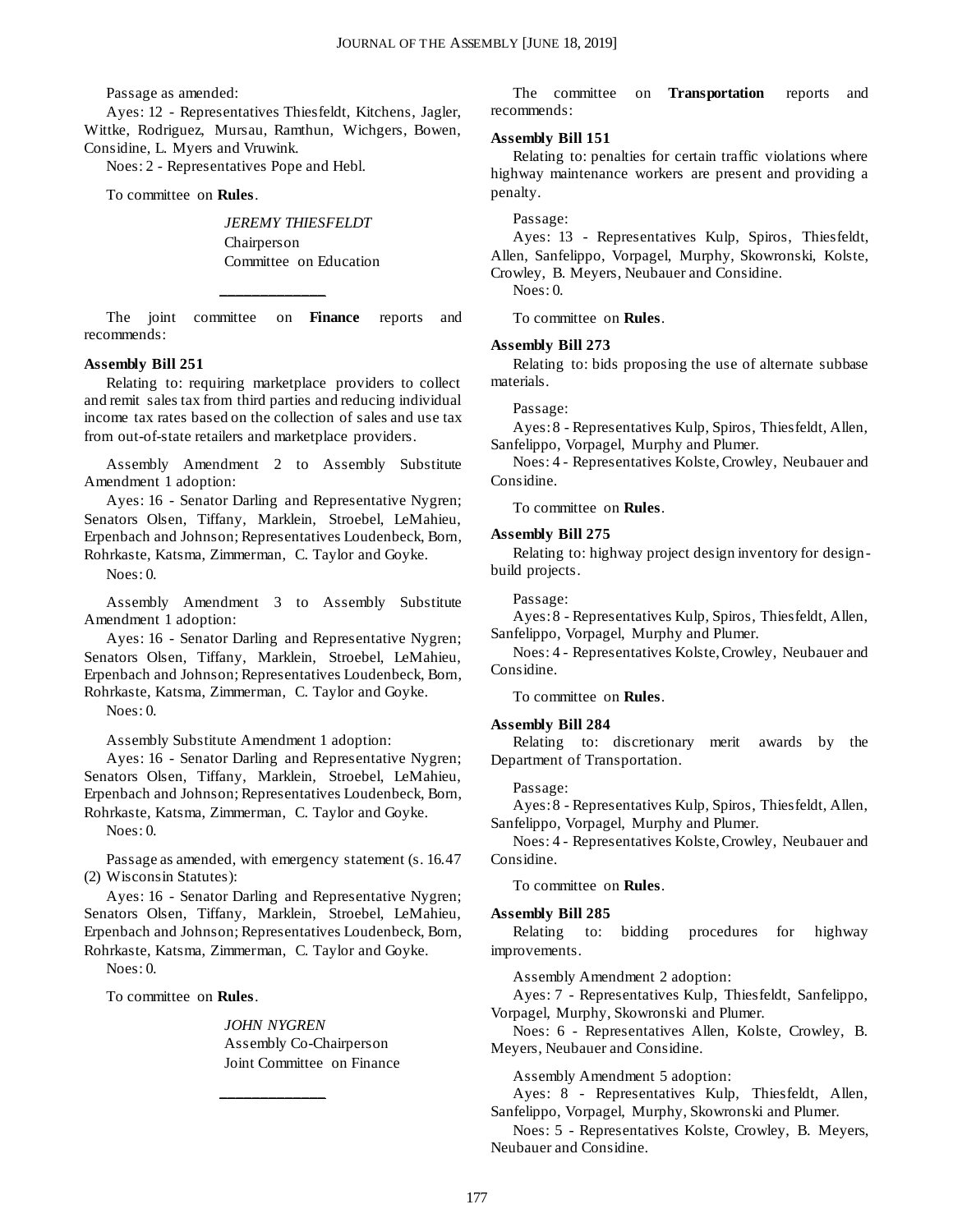Passage as amended:

Ayes: 12 - Representatives Thiesfeldt, Kitchens, Jagler, Wittke, Rodriguez, Mursau, Ramthun, Wichgers, Bowen, Considine, L. Myers and Vruwink.

Noes: 2 - Representatives Pope and Hebl.

To committee on **Rules**.

*JEREMY THIESFELDT*
Chairperson
Committee on Education

---

The joint committee on **Finance** reports and recommends:

**Assembly Bill 251**

Relating to: requiring marketplace providers to collect and remit sales tax from third parties and reducing individual income tax rates based on the collection of sales and use tax from out-of-state retailers and marketplace providers.

Assembly Amendment 2 to Assembly Substitute Amendment 1 adoption:

Ayes: 16 - Senator Darling and Representative Nygren; Senators Olsen, Tiffany, Marklein, Stroebel, LeMahieu, Erpenbach and Johnson; Representatives Loudenbeck, Born, Rohrkaste, Katsma, Zimmerman, C. Taylor and Goyke.

Noes: 0.

Assembly Amendment 3 to Assembly Substitute Amendment 1 adoption:

Ayes: 16 - Senator Darling and Representative Nygren; Senators Olsen, Tiffany, Marklein, Stroebel, LeMahieu, Erpenbach and Johnson; Representatives Loudenbeck, Born, Rohrkaste, Katsma, Zimmerman, C. Taylor and Goyke.

Noes: 0.

Assembly Substitute Amendment 1 adoption:

Ayes: 16 - Senator Darling and Representative Nygren; Senators Olsen, Tiffany, Marklein, Stroebel, LeMahieu, Erpenbach and Johnson; Representatives Loudenbeck, Born, Rohrkaste, Katsma, Zimmerman, C. Taylor and Goyke.

Noes: 0.

Passage as amended, with emergency statement (s. 16.47 (2) Wisconsin Statutes):

Ayes: 16 - Senator Darling and Representative Nygren; Senators Olsen, Tiffany, Marklein, Stroebel, LeMahieu, Erpenbach and Johnson; Representatives Loudenbeck, Born, Rohrkaste, Katsma, Zimmerman, C. Taylor and Goyke.

Noes: 0.

To committee on **Rules**.

*JOHN NYGREN*
Assembly Co-Chairperson
Joint Committee on Finance

---

The committee on **Transportation** reports and recommends:

**Assembly Bill 151**

Relating to: penalties for certain traffic violations where highway maintenance workers are present and providing a penalty.

Passage:

Ayes: 13 - Representatives Kulp, Spiros, Thiesfeldt, Allen, Sanfelippo, Vorpagel, Murphy, Skowronski, Kolste, Crowley, B. Meyers, Neubauer and Considine.

Noes: 0.

To committee on **Rules**.

**Assembly Bill 273**

Relating to: bids proposing the use of alternate subbase materials.

Passage:

Ayes: 8 - Representatives Kulp, Spiros, Thiesfeldt, Allen, Sanfelippo, Vorpagel, Murphy and Plumer.

Noes: 4 - Representatives Kolste, Crowley, Neubauer and Considine.

To committee on **Rules**.

**Assembly Bill 275**

Relating to: highway project design inventory for design-build projects.

Passage:

Ayes: 8 - Representatives Kulp, Spiros, Thiesfeldt, Allen, Sanfelippo, Vorpagel, Murphy and Plumer.

Noes: 4 - Representatives Kolste, Crowley, Neubauer and Considine.

To committee on **Rules**.

**Assembly Bill 284**

Relating to: discretionary merit awards by the Department of Transportation.

Passage:

Ayes: 8 - Representatives Kulp, Spiros, Thiesfeldt, Allen, Sanfelippo, Vorpagel, Murphy and Plumer.

Noes: 4 - Representatives Kolste, Crowley, Neubauer and Considine.

To committee on **Rules**.

**Assembly Bill 285**

Relating to: bidding procedures for highway improvements.

Assembly Amendment 2 adoption:

Ayes: 7 - Representatives Kulp, Thiesfeldt, Sanfelippo, Vorpagel, Murphy, Skowronski and Plumer.

Noes: 6 - Representatives Allen, Kolste, Crowley, B. Meyers, Neubauer and Considine.

Assembly Amendment 5 adoption:

Ayes: 8 - Representatives Kulp, Thiesfeldt, Allen, Sanfelippo, Vorpagel, Murphy, Skowronski and Plumer.

Noes: 5 - Representatives Kolste, Crowley, B. Meyers, Neubauer and Considine.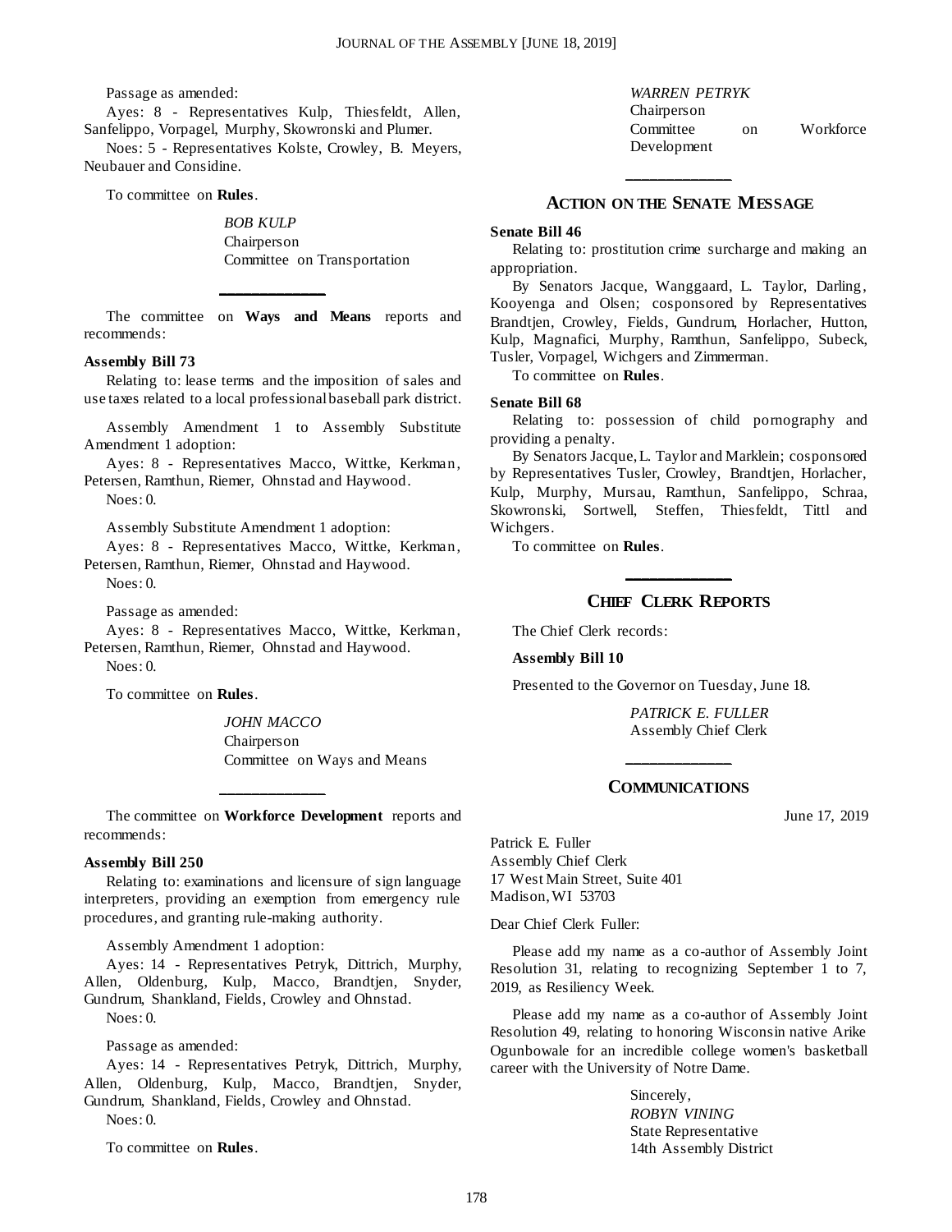Passage as amended:

Ayes: 8 - Representatives Kulp, Thiesfeldt, Allen, Sanfelippo, Vorpagel, Murphy, Skowronski and Plumer.

Noes: 5 - Representatives Kolste, Crowley, B. Meyers, Neubauer and Considine.

To committee on **Rules**.

*BOB KULP*
Chairperson
Committee on Transportation

---

The committee on **Ways and Means** reports and recommends:

**Assembly Bill 73**

Relating to: lease terms and the imposition of sales and use taxes related to a local professional baseball park district.

Assembly Amendment 1 to Assembly Substitute Amendment 1 adoption:

Ayes: 8 - Representatives Macco, Wittke, Kerkman, Petersen, Ramthun, Riemer, Ohnstad and Haywood.

Noes: 0.

Assembly Substitute Amendment 1 adoption:

Ayes: 8 - Representatives Macco, Wittke, Kerkman, Petersen, Ramthun, Riemer, Ohnstad and Haywood.

Noes: 0.

Passage as amended:

Ayes: 8 - Representatives Macco, Wittke, Kerkman, Petersen, Ramthun, Riemer, Ohnstad and Haywood.

Noes: 0.

To committee on **Rules**.

*JOHN MACCO*
Chairperson
Committee on Ways and Means

---

The committee on **Workforce Development** reports and recommends:

**Assembly Bill 250**

Relating to: examinations and licensure of sign language interpreters, providing an exemption from emergency rule procedures, and granting rule-making authority.

Assembly Amendment 1 adoption:

Ayes: 14 - Representatives Petryk, Dittrich, Murphy, Allen, Oldenburg, Kulp, Macco, Brandtjen, Snyder, Gundrum, Shankland, Fields, Crowley and Ohnstad.

Noes: 0.

Passage as amended:

Ayes: 14 - Representatives Petryk, Dittrich, Murphy, Allen, Oldenburg, Kulp, Macco, Brandtjen, Snyder, Gundrum, Shankland, Fields, Crowley and Ohnstad.

Noes: 0.

To committee on **Rules**.

*WARREN PETRYK*
Chairperson
Committee on Workforce Development

---

## ACTION ON THE SENATE MESSAGE

**Senate Bill 46**

Relating to: prostitution crime surcharge and making an appropriation.

By Senators Jacque, Wanggaard, L. Taylor, Darling, Kooyenga and Olsen; cosponsored by Representatives Brandtjen, Crowley, Fields, Gundrum, Horlacher, Hutton, Kulp, Magnafici, Murphy, Ramthun, Sanfelippo, Subeck, Tusler, Vorpagel, Wichgers and Zimmerman.

To committee on **Rules**.

**Senate Bill 68**

Relating to: possession of child pornography and providing a penalty.

By Senators Jacque, L. Taylor and Marklein; cosponsored by Representatives Tusler, Crowley, Brandtjen, Horlacher, Kulp, Murphy, Mursau, Ramthun, Sanfelippo, Schraa, Skowronski, Sortwell, Steffen, Thiesfeldt, Tittl and Wichgers.

To committee on **Rules**.

---

## CHIEF CLERK REPORTS

The Chief Clerk records:

**Assembly Bill 10**

Presented to the Governor on Tuesday, June 18.

*PATRICK E. FULLER*
Assembly Chief Clerk

---

## COMMUNICATIONS

June 17, 2019

Patrick E. Fuller
Assembly Chief Clerk
17 West Main Street, Suite 401
Madison, WI 53703

Dear Chief Clerk Fuller:

Please add my name as a co-author of Assembly Joint Resolution 31, relating to recognizing September 1 to 7, 2019, as Resiliency Week.

Please add my name as a co-author of Assembly Joint Resolution 49, relating to honoring Wisconsin native Arike Ogunbowale for an incredible college women's basketball career with the University of Notre Dame.

Sincerely,
*ROBYN VINING*
State Representative
14th Assembly District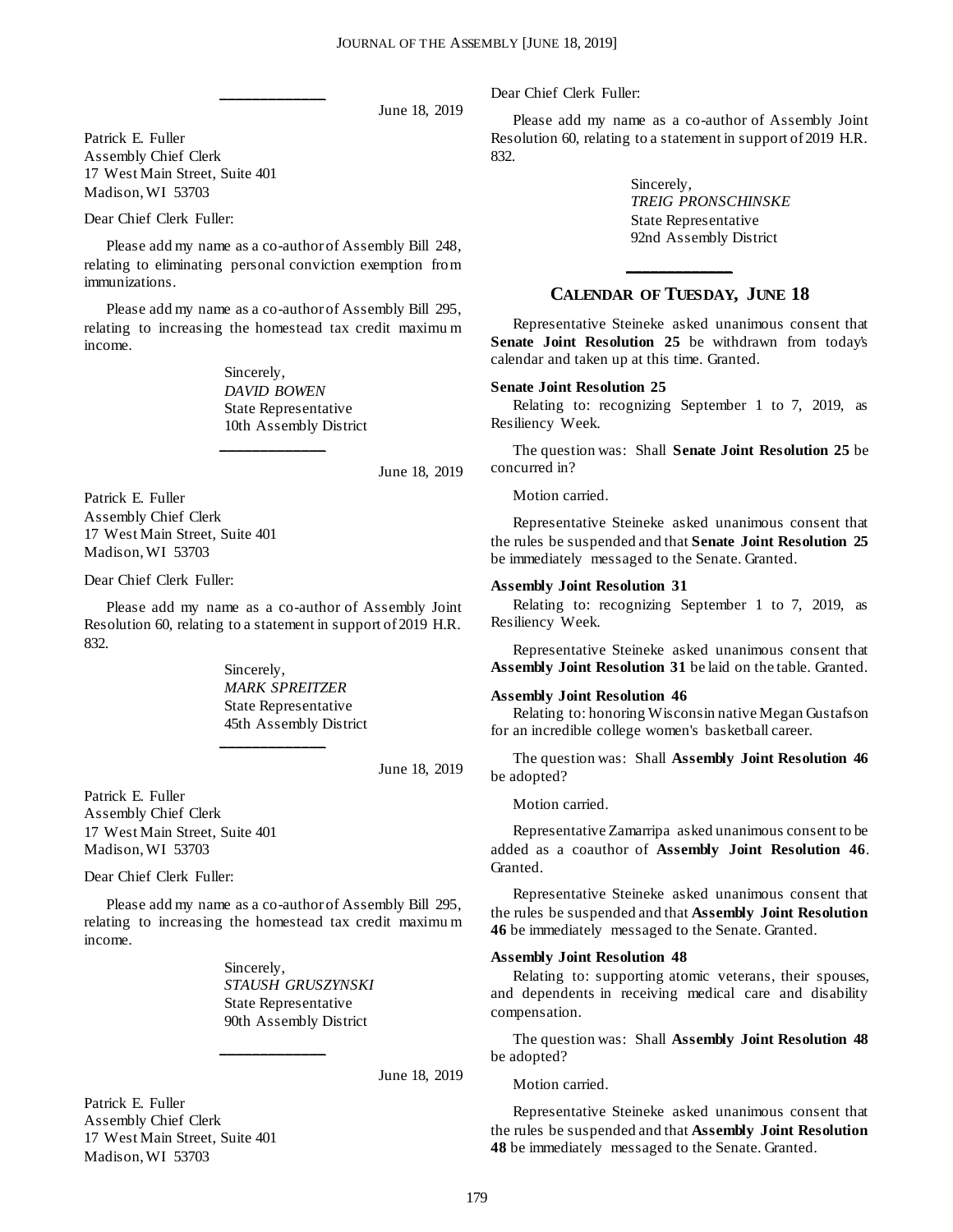June 18, 2019

Patrick E. Fuller
Assembly Chief Clerk
17 West Main Street, Suite 401
Madison, WI 53703

Dear Chief Clerk Fuller:

Please add my name as a co-author of Assembly Bill 248, relating to eliminating personal conviction exemption from immunizations.

Please add my name as a co-author of Assembly Bill 295, relating to increasing the homestead tax credit maximum income.

Sincerely,
*DAVID BOWEN*
State Representative
10th Assembly District

---

June 18, 2019

Patrick E. Fuller
Assembly Chief Clerk
17 West Main Street, Suite 401
Madison, WI 53703

Dear Chief Clerk Fuller:

Please add my name as a co-author of Assembly Joint Resolution 60, relating to a statement in support of 2019 H.R. 832.

Sincerely,
*MARK SPREITZER*
State Representative
45th Assembly District

---

June 18, 2019

Patrick E. Fuller
Assembly Chief Clerk
17 West Main Street, Suite 401
Madison, WI 53703

Dear Chief Clerk Fuller:

Please add my name as a co-author of Assembly Bill 295, relating to increasing the homestead tax credit maximum income.

Sincerely,
*STAUSH GRUSZYNSKI*
State Representative
90th Assembly District

---

June 18, 2019

Patrick E. Fuller
Assembly Chief Clerk
17 West Main Street, Suite 401
Madison, WI 53703

Dear Chief Clerk Fuller:

Please add my name as a co-author of Assembly Joint Resolution 60, relating to a statement in support of 2019 H.R. 832.

Sincerely,
*TREIG PRONSCHINSKE*
State Representative
92nd Assembly District

---

## CALENDAR OF TUESDAY, JUNE 18

Representative Steineke asked unanimous consent that **Senate Joint Resolution 25** be withdrawn from today's calendar and taken up at this time. Granted.

**Senate Joint Resolution 25**

Relating to: recognizing September 1 to 7, 2019, as Resiliency Week.

The question was: Shall **Senate Joint Resolution 25** be concurred in?

Motion carried.

Representative Steineke asked unanimous consent that the rules be suspended and that **Senate Joint Resolution 25** be immediately messaged to the Senate. Granted.

**Assembly Joint Resolution 31**

Relating to: recognizing September 1 to 7, 2019, as Resiliency Week.

Representative Steineke asked unanimous consent that **Assembly Joint Resolution 31** be laid on the table. Granted.

**Assembly Joint Resolution 46**

Relating to: honoring Wisconsin native Megan Gustafson for an incredible college women's basketball career.

The question was: Shall **Assembly Joint Resolution 46** be adopted?

Motion carried.

Representative Zamarripa asked unanimous consent to be added as a coauthor of **Assembly Joint Resolution 46**. Granted.

Representative Steineke asked unanimous consent that the rules be suspended and that **Assembly Joint Resolution 46** be immediately messaged to the Senate. Granted.

**Assembly Joint Resolution 48**

Relating to: supporting atomic veterans, their spouses, and dependents in receiving medical care and disability compensation.

The question was: Shall **Assembly Joint Resolution 48** be adopted?

Motion carried.

Representative Steineke asked unanimous consent that the rules be suspended and that **Assembly Joint Resolution 48** be immediately messaged to the Senate. Granted.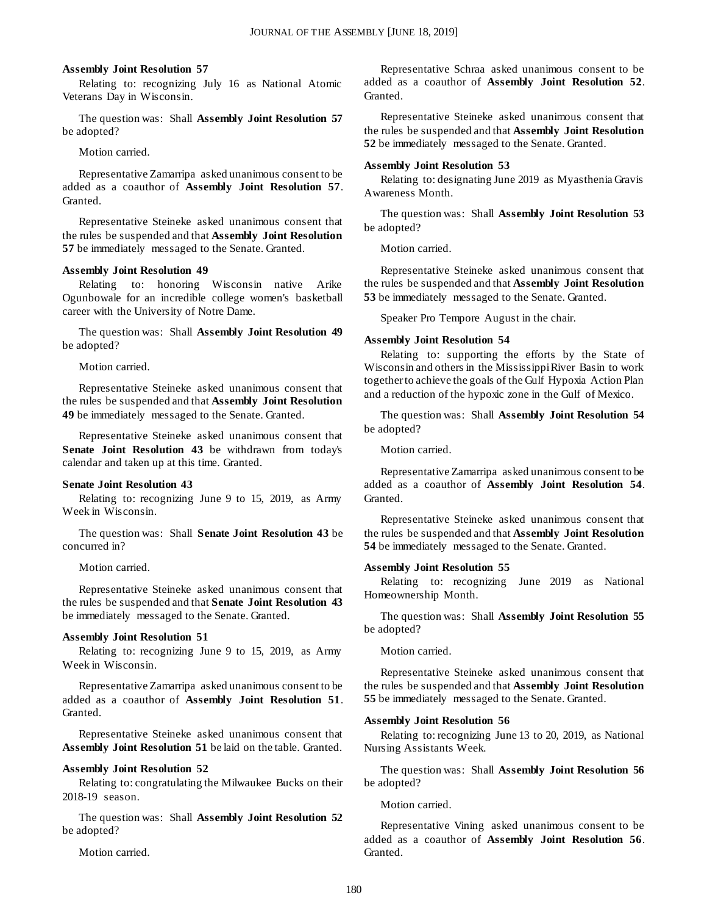**Assembly Joint Resolution 57**

Relating to: recognizing July 16 as National Atomic Veterans Day in Wisconsin.

The question was: Shall **Assembly Joint Resolution 57** be adopted?

Motion carried.

Representative Zamarripa asked unanimous consent to be added as a coauthor of **Assembly Joint Resolution 57**. Granted.

Representative Steineke asked unanimous consent that the rules be suspended and that **Assembly Joint Resolution 57** be immediately messaged to the Senate. Granted.

**Assembly Joint Resolution 49**

Relating to: honoring Wisconsin native Arike Ogunbowale for an incredible college women's basketball career with the University of Notre Dame.

The question was: Shall **Assembly Joint Resolution 49** be adopted?

Motion carried.

Representative Steineke asked unanimous consent that the rules be suspended and that **Assembly Joint Resolution 49** be immediately messaged to the Senate. Granted.

Representative Steineke asked unanimous consent that **Senate Joint Resolution 43** be withdrawn from today's calendar and taken up at this time. Granted.

**Senate Joint Resolution 43**

Relating to: recognizing June 9 to 15, 2019, as Army Week in Wisconsin.

The question was: Shall **Senate Joint Resolution 43** be concurred in?

Motion carried.

Representative Steineke asked unanimous consent that the rules be suspended and that **Senate Joint Resolution 43** be immediately messaged to the Senate. Granted.

**Assembly Joint Resolution 51**

Relating to: recognizing June 9 to 15, 2019, as Army Week in Wisconsin.

Representative Zamarripa asked unanimous consent to be added as a coauthor of **Assembly Joint Resolution 51**. Granted.

Representative Steineke asked unanimous consent that **Assembly Joint Resolution 51** be laid on the table. Granted.

**Assembly Joint Resolution 52**

Relating to: congratulating the Milwaukee Bucks on their 2018-19 season.

The question was: Shall **Assembly Joint Resolution 52** be adopted?

Motion carried.

Representative Schraa asked unanimous consent to be added as a coauthor of **Assembly Joint Resolution 52**. Granted.

Representative Steineke asked unanimous consent that the rules be suspended and that **Assembly Joint Resolution 52** be immediately messaged to the Senate. Granted.

**Assembly Joint Resolution 53**

Relating to: designating June 2019 as Myasthenia Gravis Awareness Month.

The question was: Shall **Assembly Joint Resolution 53** be adopted?

Motion carried.

Representative Steineke asked unanimous consent that the rules be suspended and that **Assembly Joint Resolution 53** be immediately messaged to the Senate. Granted.

Speaker Pro Tempore August in the chair.

**Assembly Joint Resolution 54**

Relating to: supporting the efforts by the State of Wisconsin and others in the Mississippi River Basin to work together to achieve the goals of the Gulf Hypoxia Action Plan and a reduction of the hypoxic zone in the Gulf of Mexico.

The question was: Shall **Assembly Joint Resolution 54** be adopted?

Motion carried.

Representative Zamarripa asked unanimous consent to be added as a coauthor of **Assembly Joint Resolution 54**. Granted.

Representative Steineke asked unanimous consent that the rules be suspended and that **Assembly Joint Resolution 54** be immediately messaged to the Senate. Granted.

**Assembly Joint Resolution 55**

Relating to: recognizing June 2019 as National Homeownership Month.

The question was: Shall **Assembly Joint Resolution 55** be adopted?

Motion carried.

Representative Steineke asked unanimous consent that the rules be suspended and that **Assembly Joint Resolution 55** be immediately messaged to the Senate. Granted.

**Assembly Joint Resolution 56**

Relating to: recognizing June 13 to 20, 2019, as National Nursing Assistants Week.

The question was: Shall **Assembly Joint Resolution 56** be adopted?

Motion carried.

Representative Vining asked unanimous consent to be added as a coauthor of **Assembly Joint Resolution 56**. Granted.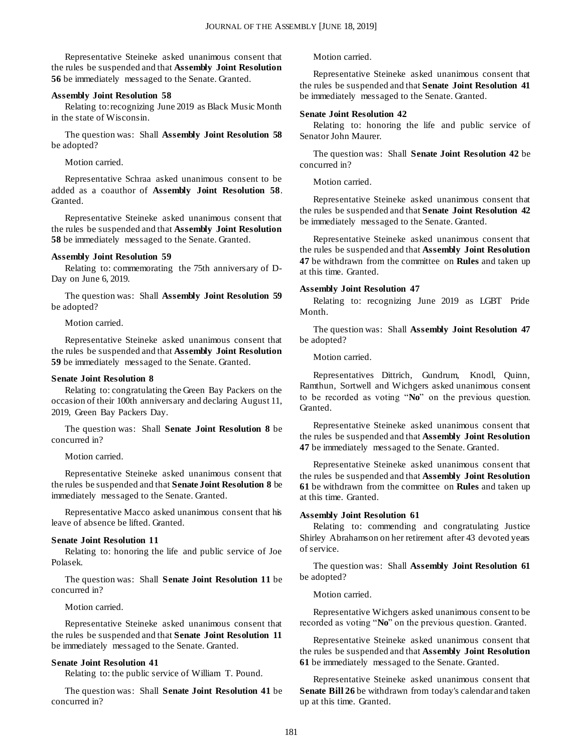Representative Steineke asked unanimous consent that the rules be suspended and that **Assembly Joint Resolution 56** be immediately messaged to the Senate. Granted.

**Assembly Joint Resolution 58**

Relating to: recognizing June 2019 as Black Music Month in the state of Wisconsin.

The question was: Shall **Assembly Joint Resolution 58** be adopted?

Motion carried.

Representative Schraa asked unanimous consent to be added as a coauthor of **Assembly Joint Resolution 58**. Granted.

Representative Steineke asked unanimous consent that the rules be suspended and that **Assembly Joint Resolution 58** be immediately messaged to the Senate. Granted.

**Assembly Joint Resolution 59**

Relating to: commemorating the 75th anniversary of D-Day on June 6, 2019.

The question was: Shall **Assembly Joint Resolution 59** be adopted?

Motion carried.

Representative Steineke asked unanimous consent that the rules be suspended and that **Assembly Joint Resolution 59** be immediately messaged to the Senate. Granted.

**Senate Joint Resolution 8**

Relating to: congratulating the Green Bay Packers on the occasion of their 100th anniversary and declaring August 11, 2019, Green Bay Packers Day.

The question was: Shall **Senate Joint Resolution 8** be concurred in?

Motion carried.

Representative Steineke asked unanimous consent that the rules be suspended and that **Senate Joint Resolution 8** be immediately messaged to the Senate. Granted.

Representative Macco asked unanimous consent that his leave of absence be lifted. Granted.

**Senate Joint Resolution 11**

Relating to: honoring the life and public service of Joe Polasek.

The question was: Shall **Senate Joint Resolution 11** be concurred in?

Motion carried.

Representative Steineke asked unanimous consent that the rules be suspended and that **Senate Joint Resolution 11** be immediately messaged to the Senate. Granted.

**Senate Joint Resolution 41**

Relating to: the public service of William T. Pound.

The question was: Shall **Senate Joint Resolution 41** be concurred in?

Motion carried.

Representative Steineke asked unanimous consent that the rules be suspended and that **Senate Joint Resolution 41** be immediately messaged to the Senate. Granted.

**Senate Joint Resolution 42**

Relating to: honoring the life and public service of Senator John Maurer.

The question was: Shall **Senate Joint Resolution 42** be concurred in?

Motion carried.

Representative Steineke asked unanimous consent that the rules be suspended and that **Senate Joint Resolution 42** be immediately messaged to the Senate. Granted.

Representative Steineke asked unanimous consent that the rules be suspended and that **Assembly Joint Resolution 47** be withdrawn from the committee on **Rules** and taken up at this time. Granted.

**Assembly Joint Resolution 47**

Relating to: recognizing June 2019 as LGBT Pride Month.

The question was: Shall **Assembly Joint Resolution 47** be adopted?

Motion carried.

Representatives Dittrich, Gundrum, Knodl, Quinn, Ramthun, Sortwell and Wichgers asked unanimous consent to be recorded as voting "**No**" on the previous question. Granted.

Representative Steineke asked unanimous consent that the rules be suspended and that **Assembly Joint Resolution 47** be immediately messaged to the Senate. Granted.

Representative Steineke asked unanimous consent that the rules be suspended and that **Assembly Joint Resolution 61** be withdrawn from the committee on **Rules** and taken up at this time. Granted.

**Assembly Joint Resolution 61**

Relating to: commending and congratulating Justice Shirley Abrahamson on her retirement after 43 devoted years of service.

The question was: Shall **Assembly Joint Resolution 61** be adopted?

Motion carried.

Representative Wichgers asked unanimous consent to be recorded as voting "**No**" on the previous question. Granted.

Representative Steineke asked unanimous consent that the rules be suspended and that **Assembly Joint Resolution 61** be immediately messaged to the Senate. Granted.

Representative Steineke asked unanimous consent that **Senate Bill 26** be withdrawn from today's calendar and taken up at this time. Granted.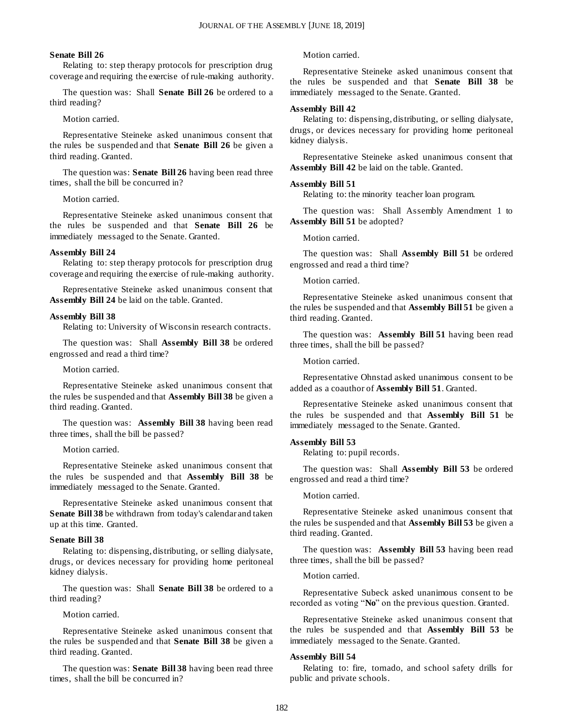**Senate Bill 26**

Relating to: step therapy protocols for prescription drug coverage and requiring the exercise of rule-making authority.

The question was: Shall **Senate Bill 26** be ordered to a third reading?

Motion carried.

Representative Steineke asked unanimous consent that the rules be suspended and that **Senate Bill 26** be given a third reading. Granted.

The question was: **Senate Bill 26** having been read three times, shall the bill be concurred in?

Motion carried.

Representative Steineke asked unanimous consent that the rules be suspended and that **Senate Bill 26** be immediately messaged to the Senate. Granted.

**Assembly Bill 24**

Relating to: step therapy protocols for prescription drug coverage and requiring the exercise of rule-making authority.

Representative Steineke asked unanimous consent that **Assembly Bill 24** be laid on the table. Granted.

**Assembly Bill 38**

Relating to: University of Wisconsin research contracts.

The question was: Shall **Assembly Bill 38** be ordered engrossed and read a third time?

Motion carried.

Representative Steineke asked unanimous consent that the rules be suspended and that **Assembly Bill 38** be given a third reading. Granted.

The question was: **Assembly Bill 38** having been read three times, shall the bill be passed?

Motion carried.

Representative Steineke asked unanimous consent that the rules be suspended and that **Assembly Bill 38** be immediately messaged to the Senate. Granted.

Representative Steineke asked unanimous consent that **Senate Bill 38** be withdrawn from today's calendar and taken up at this time. Granted.

**Senate Bill 38**

Relating to: dispensing, distributing, or selling dialysate, drugs, or devices necessary for providing home peritoneal kidney dialysis.

The question was: Shall **Senate Bill 38** be ordered to a third reading?

Motion carried.

Representative Steineke asked unanimous consent that the rules be suspended and that **Senate Bill 38** be given a third reading. Granted.

The question was: **Senate Bill 38** having been read three times, shall the bill be concurred in?

Motion carried.

Representative Steineke asked unanimous consent that the rules be suspended and that **Senate Bill 38** be immediately messaged to the Senate. Granted.

**Assembly Bill 42**

Relating to: dispensing, distributing, or selling dialysate, drugs, or devices necessary for providing home peritoneal kidney dialysis.

Representative Steineke asked unanimous consent that **Assembly Bill 42** be laid on the table. Granted.

**Assembly Bill 51**

Relating to: the minority teacher loan program.

The question was: Shall Assembly Amendment 1 to **Assembly Bill 51** be adopted?

Motion carried.

The question was: Shall **Assembly Bill 51** be ordered engrossed and read a third time?

Motion carried.

Representative Steineke asked unanimous consent that the rules be suspended and that **Assembly Bill 51** be given a third reading. Granted.

The question was: **Assembly Bill 51** having been read three times, shall the bill be passed?

Motion carried.

Representative Ohnstad asked unanimous consent to be added as a coauthor of **Assembly Bill 51**. Granted.

Representative Steineke asked unanimous consent that the rules be suspended and that **Assembly Bill 51** be immediately messaged to the Senate. Granted.

**Assembly Bill 53**

Relating to: pupil records.

The question was: Shall **Assembly Bill 53** be ordered engrossed and read a third time?

Motion carried.

Representative Steineke asked unanimous consent that the rules be suspended and that **Assembly Bill 53** be given a third reading. Granted.

The question was: **Assembly Bill 53** having been read three times, shall the bill be passed?

Motion carried.

Representative Subeck asked unanimous consent to be recorded as voting "**No**" on the previous question. Granted.

Representative Steineke asked unanimous consent that the rules be suspended and that **Assembly Bill 53** be immediately messaged to the Senate. Granted.

**Assembly Bill 54**

Relating to: fire, tornado, and school safety drills for public and private schools.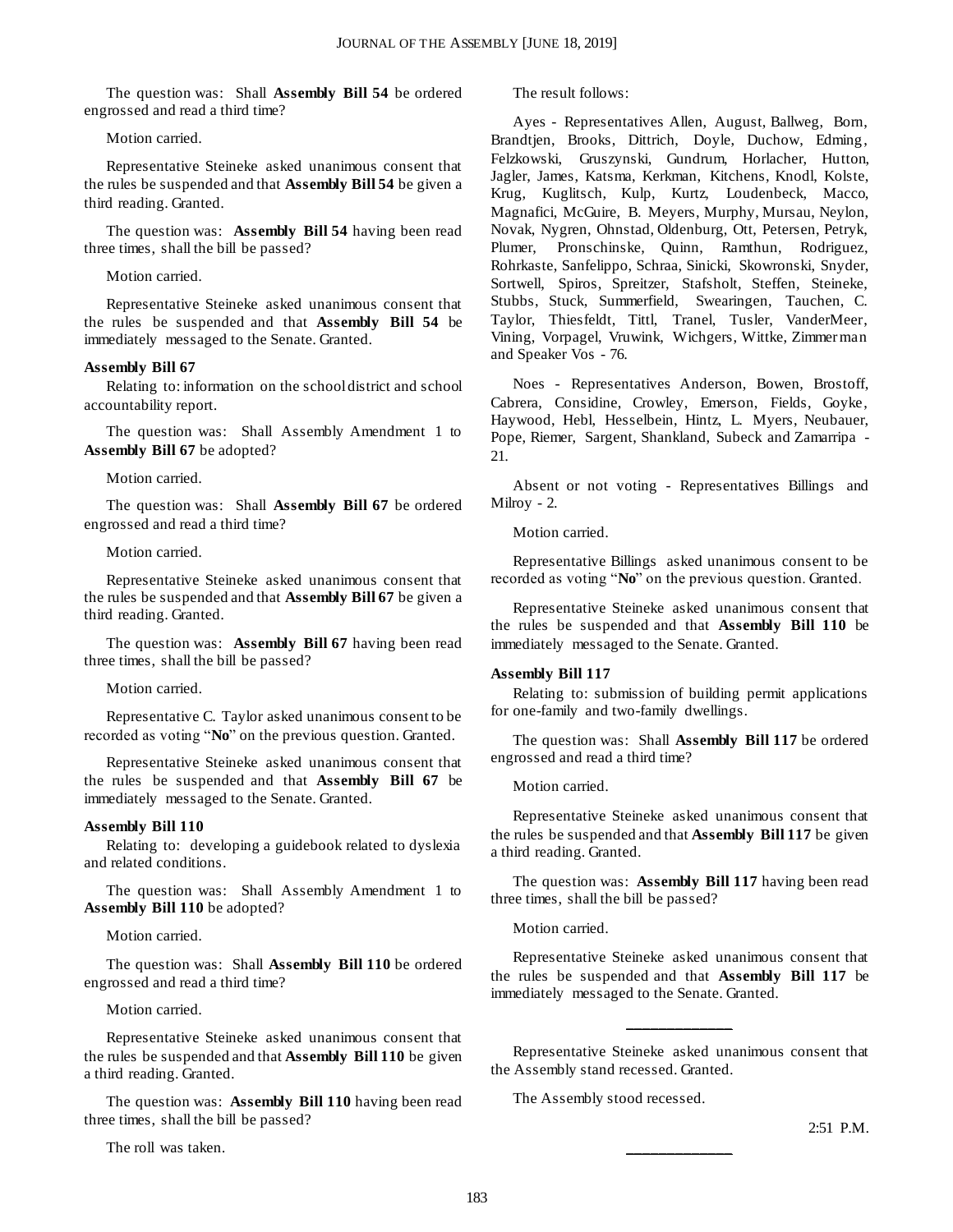The question was: Shall **Assembly Bill 54** be ordered engrossed and read a third time?

Motion carried.

Representative Steineke asked unanimous consent that the rules be suspended and that **Assembly Bill 54** be given a third reading. Granted.

The question was: **Assembly Bill 54** having been read three times, shall the bill be passed?

Motion carried.

Representative Steineke asked unanimous consent that the rules be suspended and that **Assembly Bill 54** be immediately messaged to the Senate. Granted.

**Assembly Bill 67**

Relating to: information on the school district and school accountability report.

The question was: Shall Assembly Amendment 1 to **Assembly Bill 67** be adopted?

Motion carried.

The question was: Shall **Assembly Bill 67** be ordered engrossed and read a third time?

Motion carried.

Representative Steineke asked unanimous consent that the rules be suspended and that **Assembly Bill 67** be given a third reading. Granted.

The question was: **Assembly Bill 67** having been read three times, shall the bill be passed?

Motion carried.

Representative C. Taylor asked unanimous consent to be recorded as voting "**No**" on the previous question. Granted.

Representative Steineke asked unanimous consent that the rules be suspended and that **Assembly Bill 67** be immediately messaged to the Senate. Granted.

**Assembly Bill 110**

Relating to: developing a guidebook related to dyslexia and related conditions.

The question was: Shall Assembly Amendment 1 to **Assembly Bill 110** be adopted?

Motion carried.

The question was: Shall **Assembly Bill 110** be ordered engrossed and read a third time?

Motion carried.

Representative Steineke asked unanimous consent that the rules be suspended and that **Assembly Bill 110** be given a third reading. Granted.

The question was: **Assembly Bill 110** having been read three times, shall the bill be passed?

The roll was taken.

The result follows:

Ayes - Representatives Allen, August, Ballweg, Born, Brandtjen, Brooks, Dittrich, Doyle, Duchow, Edming, Felzkowski, Gruszynski, Gundrum, Horlacher, Hutton, Jagler, James, Katsma, Kerkman, Kitchens, Knodl, Kolste, Krug, Kuglitsch, Kulp, Kurtz, Loudenbeck, Macco, Magnafici, McGuire, B. Meyers, Murphy, Mursau, Neylon, Novak, Nygren, Ohnstad, Oldenburg, Ott, Petersen, Petryk, Plumer, Pronschinske, Quinn, Ramthun, Rodriguez, Rohrkaste, Sanfelippo, Schraa, Sinicki, Skowronski, Snyder, Sortwell, Spiros, Spreitzer, Stafsholt, Steffen, Steineke, Stubbs, Stuck, Summerfield, Swearingen, Tauchen, C. Taylor, Thiesfeldt, Tittl, Tranel, Tusler, VanderMeer, Vining, Vorpagel, Vruwink, Wichgers, Wittke, Zimmerman and Speaker Vos - 76.

Noes - Representatives Anderson, Bowen, Brostoff, Cabrera, Considine, Crowley, Emerson, Fields, Goyke, Haywood, Hebl, Hesselbein, Hintz, L. Myers, Neubauer, Pope, Riemer, Sargent, Shankland, Subeck and Zamarripa - 21.

Absent or not voting - Representatives Billings and Milroy - 2.

Motion carried.

Representative Billings asked unanimous consent to be recorded as voting "**No**" on the previous question. Granted.

Representative Steineke asked unanimous consent that the rules be suspended and that **Assembly Bill 110** be immediately messaged to the Senate. Granted.

**Assembly Bill 117**

Relating to: submission of building permit applications for one-family and two-family dwellings.

The question was: Shall **Assembly Bill 117** be ordered engrossed and read a third time?

Motion carried.

Representative Steineke asked unanimous consent that the rules be suspended and that **Assembly Bill 117** be given a third reading. Granted.

The question was: **Assembly Bill 117** having been read three times, shall the bill be passed?

Motion carried.

Representative Steineke asked unanimous consent that the rules be suspended and that **Assembly Bill 117** be immediately messaged to the Senate. Granted.

---

Representative Steineke asked unanimous consent that the Assembly stand recessed. Granted.

The Assembly stood recessed.

2:51 P.M.

---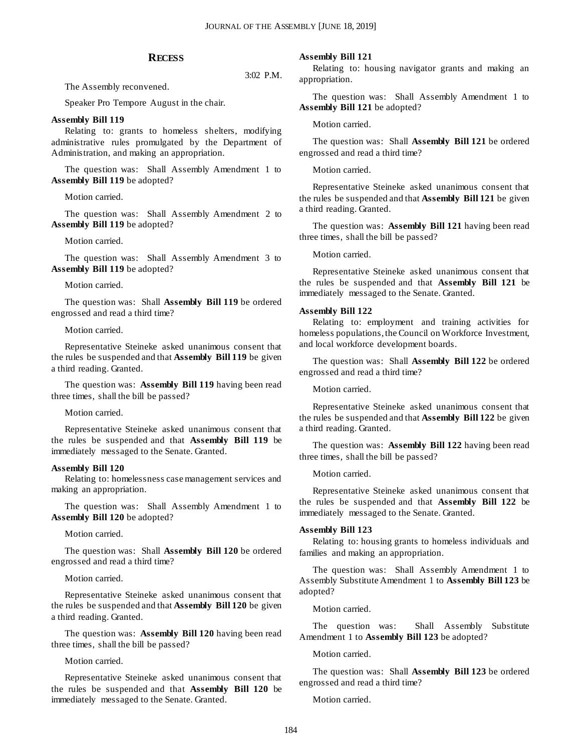## RECESS

3:02 P.M.

The Assembly reconvened.

Speaker Pro Tempore August in the chair.

**Assembly Bill 119**

Relating to: grants to homeless shelters, modifying administrative rules promulgated by the Department of Administration, and making an appropriation.

The question was: Shall Assembly Amendment 1 to **Assembly Bill 119** be adopted?

Motion carried.

The question was: Shall Assembly Amendment 2 to **Assembly Bill 119** be adopted?

Motion carried.

The question was: Shall Assembly Amendment 3 to **Assembly Bill 119** be adopted?

Motion carried.

The question was: Shall **Assembly Bill 119** be ordered engrossed and read a third time?

Motion carried.

Representative Steineke asked unanimous consent that the rules be suspended and that **Assembly Bill 119** be given a third reading. Granted.

The question was: **Assembly Bill 119** having been read three times, shall the bill be passed?

Motion carried.

Representative Steineke asked unanimous consent that the rules be suspended and that **Assembly Bill 119** be immediately messaged to the Senate. Granted.

**Assembly Bill 120**

Relating to: homelessness case management services and making an appropriation.

The question was: Shall Assembly Amendment 1 to **Assembly Bill 120** be adopted?

Motion carried.

The question was: Shall **Assembly Bill 120** be ordered engrossed and read a third time?

Motion carried.

Representative Steineke asked unanimous consent that the rules be suspended and that **Assembly Bill 120** be given a third reading. Granted.

The question was: **Assembly Bill 120** having been read three times, shall the bill be passed?

Motion carried.

Representative Steineke asked unanimous consent that the rules be suspended and that **Assembly Bill 120** be immediately messaged to the Senate. Granted.

**Assembly Bill 121**

Relating to: housing navigator grants and making an appropriation.

The question was: Shall Assembly Amendment 1 to **Assembly Bill 121** be adopted?

Motion carried.

The question was: Shall **Assembly Bill 121** be ordered engrossed and read a third time?

Motion carried.

Representative Steineke asked unanimous consent that the rules be suspended and that **Assembly Bill 121** be given a third reading. Granted.

The question was: **Assembly Bill 121** having been read three times, shall the bill be passed?

Motion carried.

Representative Steineke asked unanimous consent that the rules be suspended and that **Assembly Bill 121** be immediately messaged to the Senate. Granted.

**Assembly Bill 122**

Relating to: employment and training activities for homeless populations, the Council on Workforce Investment, and local workforce development boards.

The question was: Shall **Assembly Bill 122** be ordered engrossed and read a third time?

Motion carried.

Representative Steineke asked unanimous consent that the rules be suspended and that **Assembly Bill 122** be given a third reading. Granted.

The question was: **Assembly Bill 122** having been read three times, shall the bill be passed?

Motion carried.

Representative Steineke asked unanimous consent that the rules be suspended and that **Assembly Bill 122** be immediately messaged to the Senate. Granted.

**Assembly Bill 123**

Relating to: housing grants to homeless individuals and families and making an appropriation.

The question was: Shall Assembly Amendment 1 to Assembly Substitute Amendment 1 to **Assembly Bill 123** be adopted?

Motion carried.

The question was: Shall Assembly Substitute Amendment 1 to **Assembly Bill 123** be adopted?

Motion carried.

The question was: Shall **Assembly Bill 123** be ordered engrossed and read a third time?

Motion carried.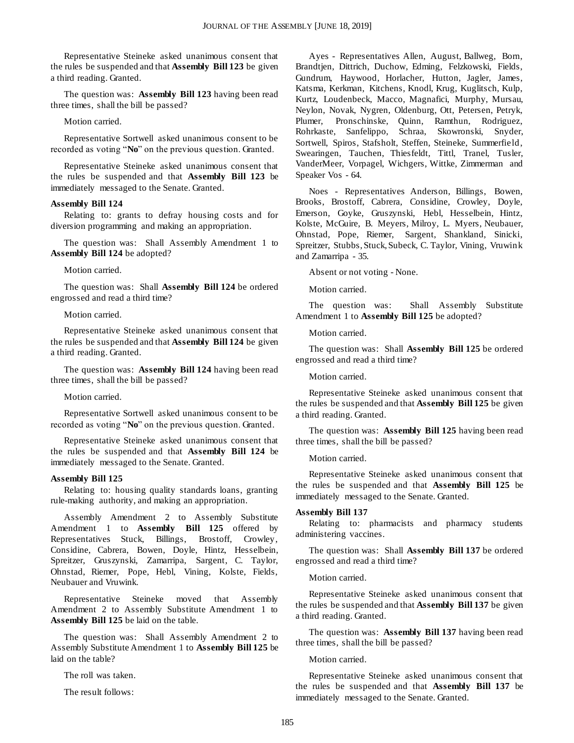Representative Steineke asked unanimous consent that the rules be suspended and that **Assembly Bill 123** be given a third reading. Granted.

The question was: **Assembly Bill 123** having been read three times, shall the bill be passed?

Motion carried.

Representative Sortwell asked unanimous consent to be recorded as voting "**No**" on the previous question. Granted.

Representative Steineke asked unanimous consent that the rules be suspended and that **Assembly Bill 123** be immediately messaged to the Senate. Granted.

**Assembly Bill 124**

Relating to: grants to defray housing costs and for diversion programming and making an appropriation.

The question was: Shall Assembly Amendment 1 to **Assembly Bill 124** be adopted?

Motion carried.

The question was: Shall **Assembly Bill 124** be ordered engrossed and read a third time?

Motion carried.

Representative Steineke asked unanimous consent that the rules be suspended and that **Assembly Bill 124** be given a third reading. Granted.

The question was: **Assembly Bill 124** having been read three times, shall the bill be passed?

Motion carried.

Representative Sortwell asked unanimous consent to be recorded as voting "**No**" on the previous question. Granted.

Representative Steineke asked unanimous consent that the rules be suspended and that **Assembly Bill 124** be immediately messaged to the Senate. Granted.

**Assembly Bill 125**

Relating to: housing quality standards loans, granting rule-making authority, and making an appropriation.

Assembly Amendment 2 to Assembly Substitute Amendment 1 to **Assembly Bill 125** offered by Representatives Stuck, Billings, Brostoff, Crowley, Considine, Cabrera, Bowen, Doyle, Hintz, Hesselbein, Spreitzer, Gruszynski, Zamarripa, Sargent, C. Taylor, Ohnstad, Riemer, Pope, Hebl, Vining, Kolste, Fields, Neubauer and Vruwink.

Representative Steineke moved that Assembly Amendment 2 to Assembly Substitute Amendment 1 to **Assembly Bill 125** be laid on the table.

The question was: Shall Assembly Amendment 2 to Assembly Substitute Amendment 1 to **Assembly Bill 125** be laid on the table?

The roll was taken.

The result follows:

Ayes - Representatives Allen, August, Ballweg, Born, Brandtjen, Dittrich, Duchow, Edming, Felzkowski, Fields, Gundrum, Haywood, Horlacher, Hutton, Jagler, James, Katsma, Kerkman, Kitchens, Knodl, Krug, Kuglitsch, Kulp, Kurtz, Loudenbeck, Macco, Magnafici, Murphy, Mursau, Neylon, Novak, Nygren, Oldenburg, Ott, Petersen, Petryk, Plumer, Pronschinske, Quinn, Ramthun, Rodriguez, Rohrkaste, Sanfelippo, Schraa, Skowronski, Snyder, Sortwell, Spiros, Stafsholt, Steffen, Steineke, Summerfield, Swearingen, Tauchen, Thiesfeldt, Tittl, Tranel, Tusler, VanderMeer, Vorpagel, Wichgers, Wittke, Zimmerman and Speaker Vos - 64.

Noes - Representatives Anderson, Billings, Bowen, Brooks, Brostoff, Cabrera, Considine, Crowley, Doyle, Emerson, Goyke, Gruszynski, Hebl, Hesselbein, Hintz, Kolste, McGuire, B. Meyers, Milroy, L. Myers, Neubauer, Ohnstad, Pope, Riemer, Sargent, Shankland, Sinicki, Spreitzer, Stubbs, Stuck, Subeck, C. Taylor, Vining, Vruwink and Zamarripa - 35.

Absent or not voting - None.

Motion carried.

The question was: Shall Assembly Substitute Amendment 1 to **Assembly Bill 125** be adopted?

Motion carried.

The question was: Shall **Assembly Bill 125** be ordered engrossed and read a third time?

Motion carried.

Representative Steineke asked unanimous consent that the rules be suspended and that **Assembly Bill 125** be given a third reading. Granted.

The question was: **Assembly Bill 125** having been read three times, shall the bill be passed?

Motion carried.

Representative Steineke asked unanimous consent that the rules be suspended and that **Assembly Bill 125** be immediately messaged to the Senate. Granted.

**Assembly Bill 137**

Relating to: pharmacists and pharmacy students administering vaccines.

The question was: Shall **Assembly Bill 137** be ordered engrossed and read a third time?

Motion carried.

Representative Steineke asked unanimous consent that the rules be suspended and that **Assembly Bill 137** be given a third reading. Granted.

The question was: **Assembly Bill 137** having been read three times, shall the bill be passed?

Motion carried.

Representative Steineke asked unanimous consent that the rules be suspended and that **Assembly Bill 137** be immediately messaged to the Senate. Granted.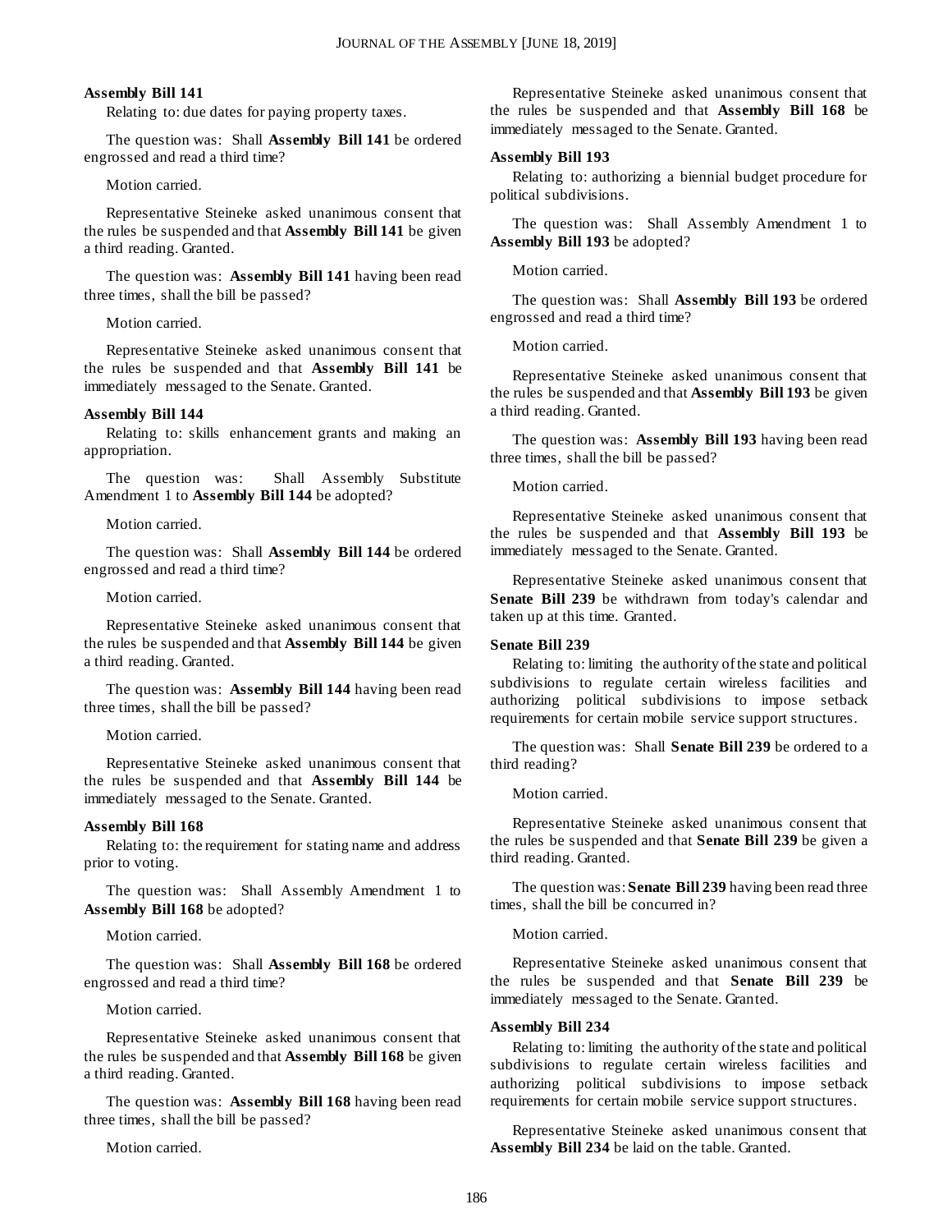**Assembly Bill 141**

Relating to: due dates for paying property taxes.

The question was: Shall **Assembly Bill 141** be ordered engrossed and read a third time?

Motion carried.

Representative Steineke asked unanimous consent that the rules be suspended and that **Assembly Bill 141** be given a third reading. Granted.

The question was: **Assembly Bill 141** having been read three times, shall the bill be passed?

Motion carried.

Representative Steineke asked unanimous consent that the rules be suspended and that **Assembly Bill 141** be immediately messaged to the Senate. Granted.

**Assembly Bill 144**

Relating to: skills enhancement grants and making an appropriation.

The question was: Shall Assembly Substitute Amendment 1 to **Assembly Bill 144** be adopted?

Motion carried.

The question was: Shall **Assembly Bill 144** be ordered engrossed and read a third time?

Motion carried.

Representative Steineke asked unanimous consent that the rules be suspended and that **Assembly Bill 144** be given a third reading. Granted.

The question was: **Assembly Bill 144** having been read three times, shall the bill be passed?

Motion carried.

Representative Steineke asked unanimous consent that the rules be suspended and that **Assembly Bill 144** be immediately messaged to the Senate. Granted.

**Assembly Bill 168**

Relating to: the requirement for stating name and address prior to voting.

The question was: Shall Assembly Amendment 1 to **Assembly Bill 168** be adopted?

Motion carried.

The question was: Shall **Assembly Bill 168** be ordered engrossed and read a third time?

Motion carried.

Representative Steineke asked unanimous consent that the rules be suspended and that **Assembly Bill 168** be given a third reading. Granted.

The question was: **Assembly Bill 168** having been read three times, shall the bill be passed?

Motion carried.

Representative Steineke asked unanimous consent that the rules be suspended and that **Assembly Bill 168** be immediately messaged to the Senate. Granted.

**Assembly Bill 193**

Relating to: authorizing a biennial budget procedure for political subdivisions.

The question was: Shall Assembly Amendment 1 to **Assembly Bill 193** be adopted?

Motion carried.

The question was: Shall **Assembly Bill 193** be ordered engrossed and read a third time?

Motion carried.

Representative Steineke asked unanimous consent that the rules be suspended and that **Assembly Bill 193** be given a third reading. Granted.

The question was: **Assembly Bill 193** having been read three times, shall the bill be passed?

Motion carried.

Representative Steineke asked unanimous consent that the rules be suspended and that **Assembly Bill 193** be immediately messaged to the Senate. Granted.

Representative Steineke asked unanimous consent that **Senate Bill 239** be withdrawn from today's calendar and taken up at this time. Granted.

**Senate Bill 239**

Relating to: limiting the authority of the state and political subdivisions to regulate certain wireless facilities and authorizing political subdivisions to impose setback requirements for certain mobile service support structures.

The question was: Shall **Senate Bill 239** be ordered to a third reading?

Motion carried.

Representative Steineke asked unanimous consent that the rules be suspended and that **Senate Bill 239** be given a third reading. Granted.

The question was: **Senate Bill 239** having been read three times, shall the bill be concurred in?

Motion carried.

Representative Steineke asked unanimous consent that the rules be suspended and that **Senate Bill 239** be immediately messaged to the Senate. Granted.

**Assembly Bill 234**

Relating to: limiting the authority of the state and political subdivisions to regulate certain wireless facilities and authorizing political subdivisions to impose setback requirements for certain mobile service support structures.

Representative Steineke asked unanimous consent that **Assembly Bill 234** be laid on the table. Granted.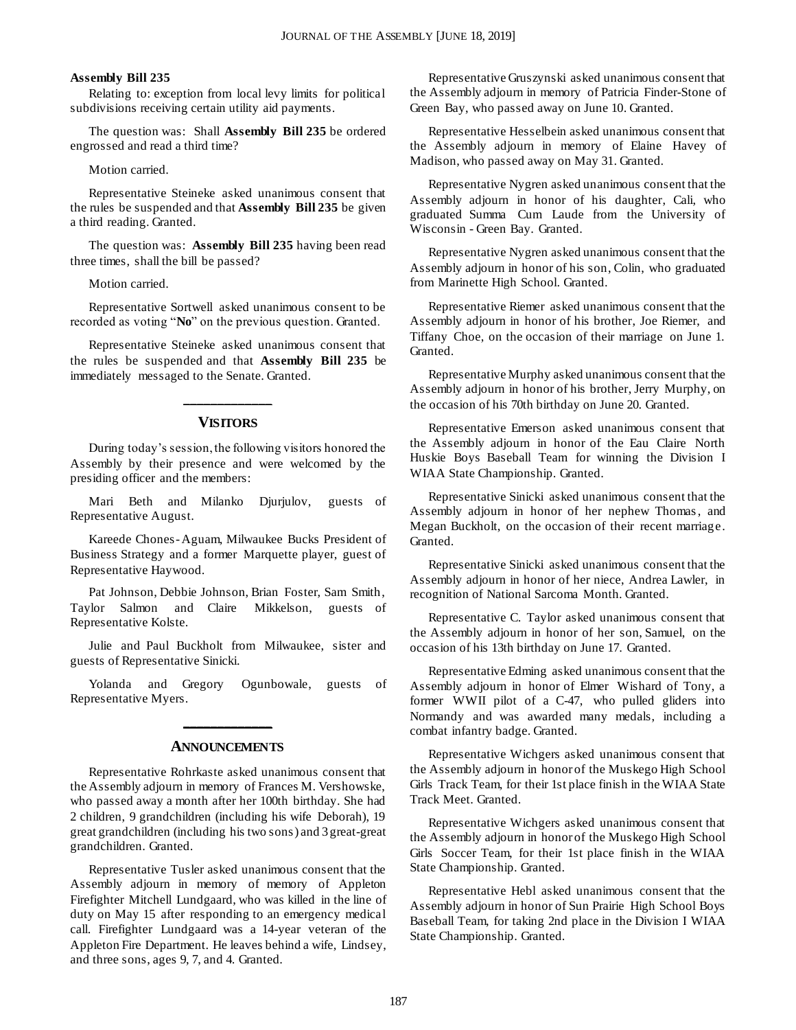**Assembly Bill 235**

Relating to: exception from local levy limits for political subdivisions receiving certain utility aid payments.

The question was: Shall **Assembly Bill 235** be ordered engrossed and read a third time?

Motion carried.

Representative Steineke asked unanimous consent that the rules be suspended and that **Assembly Bill 235** be given a third reading. Granted.

The question was: **Assembly Bill 235** having been read three times, shall the bill be passed?

Motion carried.

Representative Sortwell asked unanimous consent to be recorded as voting "**No**" on the previous question. Granted.

Representative Steineke asked unanimous consent that the rules be suspended and that **Assembly Bill 235** be immediately messaged to the Senate. Granted.

## VISITORS

During today's session, the following visitors honored the Assembly by their presence and were welcomed by the presiding officer and the members:

Mari Beth and Milanko Djurjulov, guests of Representative August.

Kareede Chones-Aguam, Milwaukee Bucks President of Business Strategy and a former Marquette player, guest of Representative Haywood.

Pat Johnson, Debbie Johnson, Brian Foster, Sam Smith, Taylor Salmon and Claire Mikkelson, guests of Representative Kolste.

Julie and Paul Buckholt from Milwaukee, sister and guests of Representative Sinicki.

Yolanda and Gregory Ogunbowale, guests of Representative Myers.

## ANNOUNCEMENTS

Representative Rohrkaste asked unanimous consent that the Assembly adjourn in memory of Frances M. Vershowske, who passed away a month after her 100th birthday. She had 2 children, 9 grandchildren (including his wife Deborah), 19 great grandchildren (including his two sons) and 3 great-great grandchildren. Granted.

Representative Tusler asked unanimous consent that the Assembly adjourn in memory of memory of Appleton Firefighter Mitchell Lundgaard, who was killed in the line of duty on May 15 after responding to an emergency medical call. Firefighter Lundgaard was a 14-year veteran of the Appleton Fire Department. He leaves behind a wife, Lindsey, and three sons, ages 9, 7, and 4. Granted.

Representative Gruszynski asked unanimous consent that the Assembly adjourn in memory of Patricia Finder-Stone of Green Bay, who passed away on June 10. Granted.

Representative Hesselbein asked unanimous consent that the Assembly adjourn in memory of Elaine Havey of Madison, who passed away on May 31. Granted.

Representative Nygren asked unanimous consent that the Assembly adjourn in honor of his daughter, Cali, who graduated Summa Cum Laude from the University of Wisconsin - Green Bay. Granted.

Representative Nygren asked unanimous consent that the Assembly adjourn in honor of his son, Colin, who graduated from Marinette High School. Granted.

Representative Riemer asked unanimous consent that the Assembly adjourn in honor of his brother, Joe Riemer, and Tiffany Choe, on the occasion of their marriage on June 1. Granted.

Representative Murphy asked unanimous consent that the Assembly adjourn in honor of his brother, Jerry Murphy, on the occasion of his 70th birthday on June 20. Granted.

Representative Emerson asked unanimous consent that the Assembly adjourn in honor of the Eau Claire North Huskie Boys Baseball Team for winning the Division I WIAA State Championship. Granted.

Representative Sinicki asked unanimous consent that the Assembly adjourn in honor of her nephew Thomas, and Megan Buckholt, on the occasion of their recent marriage. Granted.

Representative Sinicki asked unanimous consent that the Assembly adjourn in honor of her niece, Andrea Lawler, in recognition of National Sarcoma Month. Granted.

Representative C. Taylor asked unanimous consent that the Assembly adjourn in honor of her son, Samuel, on the occasion of his 13th birthday on June 17. Granted.

Representative Edming asked unanimous consent that the Assembly adjourn in honor of Elmer Wishard of Tony, a former WWII pilot of a C-47, who pulled gliders into Normandy and was awarded many medals, including a combat infantry badge. Granted.

Representative Wichgers asked unanimous consent that the Assembly adjourn in honor of the Muskego High School Girls Track Team, for their 1st place finish in the WIAA State Track Meet. Granted.

Representative Wichgers asked unanimous consent that the Assembly adjourn in honor of the Muskego High School Girls Soccer Team, for their 1st place finish in the WIAA State Championship. Granted.

Representative Hebl asked unanimous consent that the Assembly adjourn in honor of Sun Prairie High School Boys Baseball Team, for taking 2nd place in the Division I WIAA State Championship. Granted.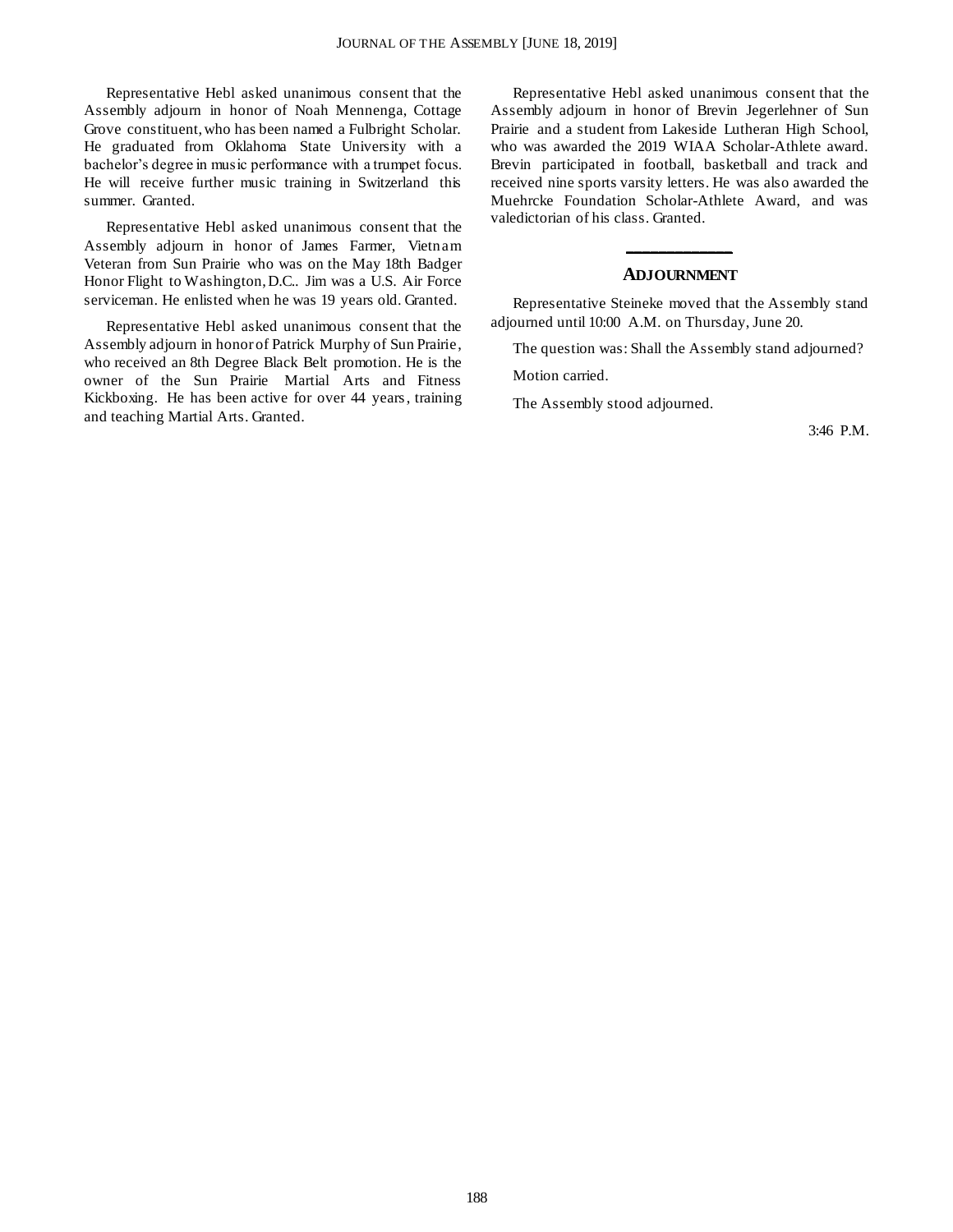Representative Hebl asked unanimous consent that the Assembly adjourn in honor of Noah Mennenga, Cottage Grove constituent, who has been named a Fulbright Scholar. He graduated from Oklahoma State University with a bachelor's degree in music performance with a trumpet focus. He will receive further music training in Switzerland this summer. Granted.

Representative Hebl asked unanimous consent that the Assembly adjourn in honor of James Farmer, Vietnam Veteran from Sun Prairie who was on the May 18th Badger Honor Flight to Washington, D.C.. Jim was a U.S. Air Force serviceman. He enlisted when he was 19 years old. Granted.

Representative Hebl asked unanimous consent that the Assembly adjourn in honor of Patrick Murphy of Sun Prairie, who received an 8th Degree Black Belt promotion. He is the owner of the Sun Prairie Martial Arts and Fitness Kickboxing. He has been active for over 44 years, training and teaching Martial Arts. Granted.

Representative Hebl asked unanimous consent that the Assembly adjourn in honor of Brevin Jegerlehner of Sun Prairie and a student from Lakeside Lutheran High School, who was awarded the 2019 WIAA Scholar-Athlete award. Brevin participated in football, basketball and track and received nine sports varsity letters. He was also awarded the Muehrcke Foundation Scholar-Athlete Award, and was valedictorian of his class. Granted.

## ADJOURNMENT

Representative Steineke moved that the Assembly stand adjourned until 10:00 A.M. on Thursday, June 20.

The question was: Shall the Assembly stand adjourned?

Motion carried.

The Assembly stood adjourned.

3:46 P.M.